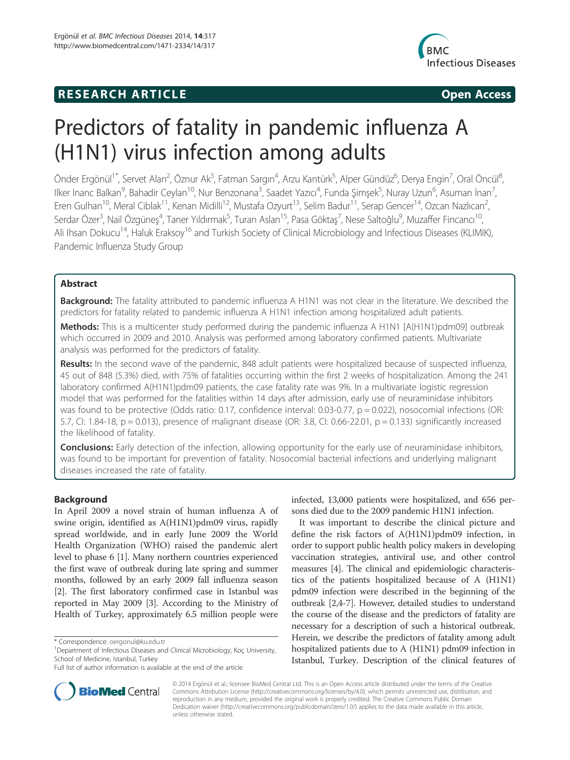RESEARCH ARTICLE **Open Access**

# Predictors of fatality in pandemic influenza A (H1N1) virus infection among adults

Önder Ergönül[1*], Servet Alan[2], Öznur Ak[3], Fatman Sargın[4], Arzu Kantürk[5], Alper Gündüz[6], Derya Engin[7], Oral Öncül[8], Ilker Inanc Balkan[9], Bahadir Ceylan[10], Nur Benzonana[3], Saadet Yazıcı[4], Funda Şimşek[5], Nuray Uzun[6], Asuman İnan[7], Eren Gulhan[10], Meral Ciblak[11], Kenan Midilli[12], Mustafa Ozyurt[13], Selim Badur[11], Serap Gencer[14], Ozcan Nazlıcan[2], Serdar Özer[3], Nail Özgüneş[4], Taner Yıldırmak[5], Turan Aslan[15], Pasa Göktaş[7], Nese Saltoğlu[9], Muzaffer Fincancı[10], Ali Ihsan Dokucu[14], Haluk Eraksoy[16] and Turkish Society of Clinical Microbiology and Infectious Diseases (KLIMIK), Pandemic Influenza Study Group

## Abstract

**Background:** The fatality attributed to pandemic influenza A H1N1 was not clear in the literature. We described the predictors for fatality related to pandemic influenza A H1N1 infection among hospitalized adult patients.

**Methods:** This is a multicenter study performed during the pandemic influenza A H1N1 [A(H1N1)pdm09] outbreak which occurred in 2009 and 2010. Analysis was performed among laboratory confirmed patients. Multivariate analysis was performed for the predictors of fatality.

**Results:** In the second wave of the pandemic, 848 adult patients were hospitalized because of suspected influenza, 45 out of 848 (5.3%) died, with 75% of fatalities occurring within the first 2 weeks of hospitalization. Among the 241 laboratory confirmed A(H1N1)pdm09 patients, the case fatality rate was 9%. In a multivariate logistic regression model that was performed for the fatalities within 14 days after admission, early use of neuraminidase inhibitors was found to be protective (Odds ratio: 0.17, confidence interval: 0.03-0.77, p = 0.022), nosocomial infections (OR: 5.7, CI: 1.84-18, p = 0.013), presence of malignant disease (OR: 3.8, CI: 0.66-22.01, p = 0.133) significantly increased the likelihood of fatality.

**Conclusions:** Early detection of the infection, allowing opportunity for the early use of neuraminidase inhibitors, was found to be important for prevention of fatality. Nosocomial bacterial infections and underlying malignant diseases increased the rate of fatality.

## Background

In April 2009 a novel strain of human influenza A of swine origin, identified as A(H1N1)pdm09 virus, rapidly spread worldwide, and in early June 2009 the World Health Organization (WHO) raised the pandemic alert level to phase 6 [1]. Many northern countries experienced the first wave of outbreak during late spring and summer months, followed by an early 2009 fall influenza season [2]. The first laboratory confirmed case in Istanbul was reported in May 2009 [3]. According to the Ministry of Health of Turkey, approximately 6.5 million people were infected, 13,000 patients were hospitalized, and 656 persons died due to the 2009 pandemic H1N1 infection.

It was important to describe the clinical picture and define the risk factors of A(H1N1)pdm09 infection, in order to support public health policy makers in developing vaccination strategies, antiviral use, and other control measures [4]. The clinical and epidemiologic characteristics of the patients hospitalized because of A (H1N1) pdm09 infection were described in the beginning of the outbreak [2,4-7]. However, detailed studies to understand the course of the disease and the predictors of fatality are necessary for a description of such a historical outbreak. Herein, we describe the predictors of fatality among adult hospitalized patients due to A (H1N1) pdm09 infection in Istanbul, Turkey. Description of the clinical features of

\* Correspondence: oergonul@ku.edu.tr
[1]Department of Infectious Diseases and Clinical Microbiology, Koç University, School of Medicine, Istanbul, Turkey
Full list of author information is available at the end of the article

© 2014 Ergönül et al.; licensee BioMed Central Ltd. This is an Open Access article distributed under the terms of the Creative Commons Attribution License (http://creativecommons.org/licenses/by/4.0), which permits unrestricted use, distribution, and reproduction in any medium, provided the original work is properly credited. The Creative Commons Public Domain Dedication waiver (http://creativecommons.org/publicdomain/zero/1.0/) applies to the data made available in this article, unless otherwise stated.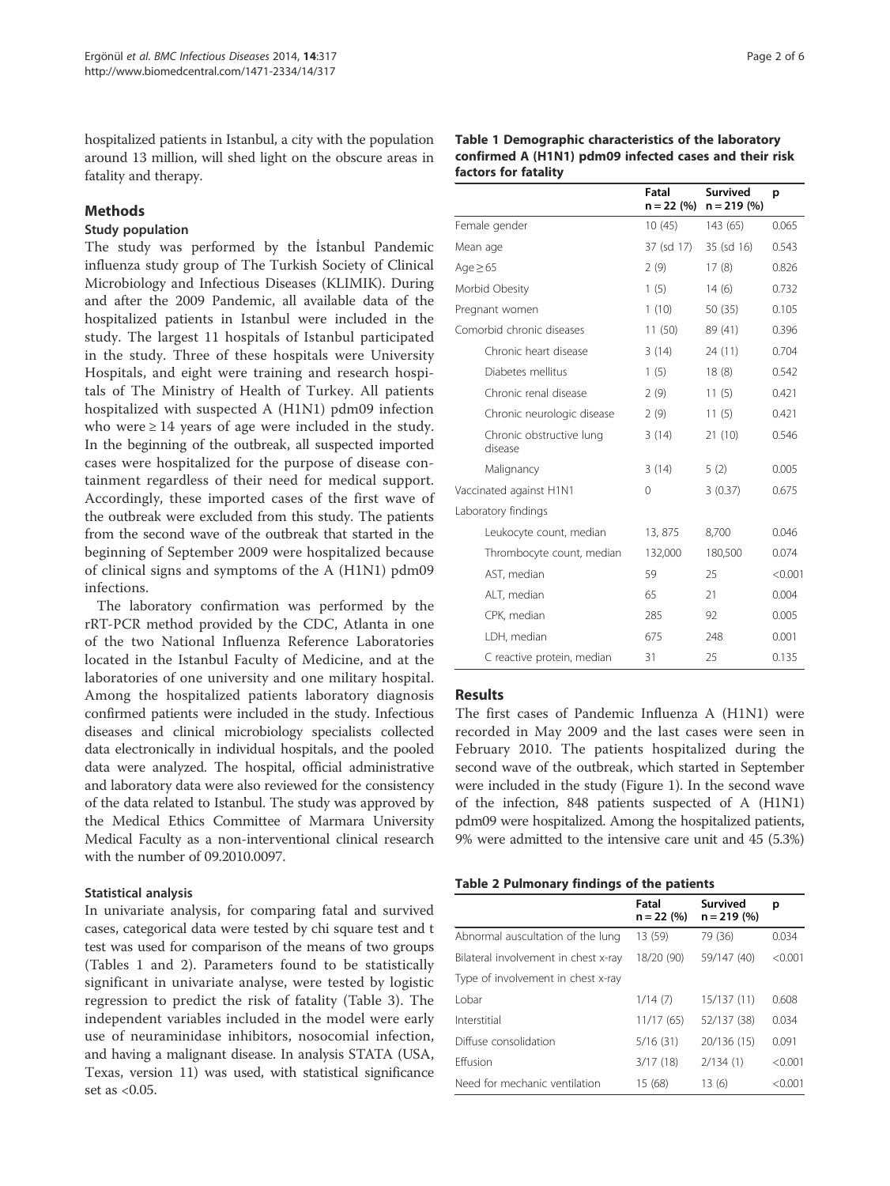hospitalized patients in Istanbul, a city with the population around 13 million, will shed light on the obscure areas in fatality and therapy.

## Methods

### Study population

The study was performed by the İstanbul Pandemic influenza study group of The Turkish Society of Clinical Microbiology and Infectious Diseases (KLIMIK). During and after the 2009 Pandemic, all available data of the hospitalized patients in Istanbul were included in the study. The largest 11 hospitals of Istanbul participated in the study. Three of these hospitals were University Hospitals, and eight were training and research hospitals of The Ministry of Health of Turkey. All patients hospitalized with suspected A (H1N1) pdm09 infection who were ≥ 14 years of age were included in the study. In the beginning of the outbreak, all suspected imported cases were hospitalized for the purpose of disease containment regardless of their need for medical support. Accordingly, these imported cases of the first wave of the outbreak were excluded from this study. The patients from the second wave of the outbreak that started in the beginning of September 2009 were hospitalized because of clinical signs and symptoms of the A (H1N1) pdm09 infections.

The laboratory confirmation was performed by the rRT-PCR method provided by the CDC, Atlanta in one of the two National Influenza Reference Laboratories located in the Istanbul Faculty of Medicine, and at the laboratories of one university and one military hospital. Among the hospitalized patients laboratory diagnosis confirmed patients were included in the study. Infectious diseases and clinical microbiology specialists collected data electronically in individual hospitals, and the pooled data were analyzed. The hospital, official administrative and laboratory data were also reviewed for the consistency of the data related to Istanbul. The study was approved by the Medical Ethics Committee of Marmara University Medical Faculty as a non-interventional clinical research with the number of 09.2010.0097.

### Statistical analysis

In univariate analysis, for comparing fatal and survived cases, categorical data were tested by chi square test and t test was used for comparison of the means of two groups (Tables 1 and 2). Parameters found to be statistically significant in univariate analyse, were tested by logistic regression to predict the risk of fatality (Table 3). The independent variables included in the model were early use of neuraminidase inhibitors, nosocomial infection, and having a malignant disease. In analysis STATA (USA, Texas, version 11) was used, with statistical significance set as <0.05.

**Table 1 Demographic characteristics of the laboratory confirmed A (H1N1) pdm09 infected cases and their risk factors for fatality**

| | Fatal n = 22 (%) | Survived n = 219 (%) | p |
|---|---|---|---|
| Female gender | 10 (45) | 143 (65) | 0.065 |
| Mean age | 37 (sd 17) | 35 (sd 16) | 0.543 |
| Age ≥ 65 | 2 (9) | 17 (8) | 0.826 |
| Morbid Obesity | 1 (5) | 14 (6) | 0.732 |
| Pregnant women | 1 (10) | 50 (35) | 0.105 |
| Comorbid chronic diseases | 11 (50) | 89 (41) | 0.396 |
| Chronic heart disease | 3 (14) | 24 (11) | 0.704 |
| Diabetes mellitus | 1 (5) | 18 (8) | 0.542 |
| Chronic renal disease | 2 (9) | 11 (5) | 0.421 |
| Chronic neurologic disease | 2 (9) | 11 (5) | 0.421 |
| Chronic obstructive lung disease | 3 (14) | 21 (10) | 0.546 |
| Malignancy | 3 (14) | 5 (2) | 0.005 |
| Vaccinated against H1N1 | 0 | 3 (0.37) | 0.675 |
| Laboratory findings | | | |
| Leukocyte count, median | 13, 875 | 8,700 | 0.046 |
| Thrombocyte count, median | 132,000 | 180,500 | 0.074 |
| AST, median | 59 | 25 | <0.001 |
| ALT, median | 65 | 21 | 0.004 |
| CPK, median | 285 | 92 | 0.005 |
| LDH, median | 675 | 248 | 0.001 |
| C reactive protein, median | 31 | 25 | 0.135 |

## Results

The first cases of Pandemic Influenza A (H1N1) were recorded in May 2009 and the last cases were seen in February 2010. The patients hospitalized during the second wave of the outbreak, which started in September were included in the study (Figure 1). In the second wave of the infection, 848 patients suspected of A (H1N1) pdm09 were hospitalized. Among the hospitalized patients, 9% were admitted to the intensive care unit and 45 (5.3%)

**Table 2 Pulmonary findings of the patients**

| | Fatal n = 22 (%) | Survived n = 219 (%) | p |
|---|---|---|---|
| Abnormal auscultation of the lung | 13 (59) | 79 (36) | 0.034 |
| Bilateral involvement in chest x-ray | 18/20 (90) | 59/147 (40) | <0.001 |
| Type of involvement in chest x-ray | | | |
| Lobar | 1/14 (7) | 15/137 (11) | 0.608 |
| Interstitial | 11/17 (65) | 52/137 (38) | 0.034 |
| Diffuse consolidation | 5/16 (31) | 20/136 (15) | 0.091 |
| Effusion | 3/17 (18) | 2/134 (1) | <0.001 |
| Need for mechanic ventilation | 15 (68) | 13 (6) | <0.001 |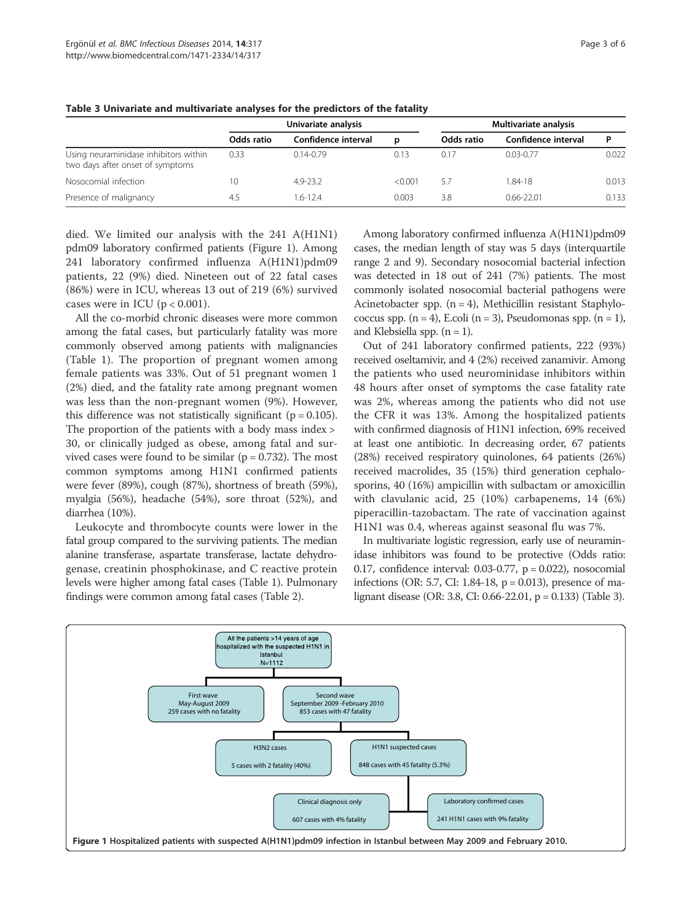**Table 3 Univariate and multivariate analyses for the predictors of the fatality**

| | Univariate analysis | | | Multivariate analysis | | |
|---|---|---|---|---|---|---|
| | Odds ratio | Confidence interval | p | Odds ratio | Confidence interval | P |
| Using neuraminidase inhibitors within two days after onset of symptoms | 0.33 | 0.14-0.79 | 0.13 | 0.17 | 0.03-0.77 | 0.022 |
| Nosocomial infection | 10 | 4.9-23.2 | <0.001 | 5.7 | 1.84-18 | 0.013 |
| Presence of malignancy | 4.5 | 1.6-12.4 | 0.003 | 3.8 | 0.66-22.01 | 0.133 |

died. We limited our analysis with the 241 A(H1N1) pdm09 laboratory confirmed patients (Figure 1). Among 241 laboratory confirmed influenza A(H1N1)pdm09 patients, 22 (9%) died. Nineteen out of 22 fatal cases (86%) were in ICU, whereas 13 out of 219 (6%) survived cases were in ICU ($p < 0.001$).

All the co-morbid chronic diseases were more common among the fatal cases, but particularly fatality was more commonly observed among patients with malignancies (Table 1). The proportion of pregnant women among female patients was 33%. Out of 51 pregnant women 1 (2%) died, and the fatality rate among pregnant women was less than the non-pregnant women (9%). However, this difference was not statistically significant ($p = 0.105$). The proportion of the patients with a body mass index > 30, or clinically judged as obese, among fatal and survived cases were found to be similar ($p = 0.732$). The most common symptoms among H1N1 confirmed patients were fever (89%), cough (87%), shortness of breath (59%), myalgia (56%), headache (54%), sore throat (52%), and diarrhea (10%).

Leukocyte and thrombocyte counts were lower in the fatal group compared to the surviving patients. The median alanine transferase, aspartate transferase, lactate dehydrogenase, creatinin phosphokinase, and C reactive protein levels were higher among fatal cases (Table 1). Pulmonary findings were common among fatal cases (Table 2).

Among laboratory confirmed influenza A(H1N1)pdm09 cases, the median length of stay was 5 days (interquartile range 2 and 9). Secondary nosocomial bacterial infection was detected in 18 out of 241 (7%) patients. The most commonly isolated nosocomial bacterial pathogens were Acinetobacter spp. (n = 4), Methicillin resistant Staphylococcus spp. (n = 4), E.coli (n = 3), Pseudomonas spp. (n = 1), and Klebsiella spp. (n = 1).

Out of 241 laboratory confirmed patients, 222 (93%) received oseltamivir, and 4 (2%) received zanamivir. Among the patients who used neurominidase inhibitors within 48 hours after onset of symptoms the case fatality rate was 2%, whereas among the patients who did not use the CFR it was 13%. Among the hospitalized patients with confirmed diagnosis of H1N1 infection, 69% received at least one antibiotic. In decreasing order, 67 patients (28%) received respiratory quinolones, 64 patients (26%) received macrolides, 35 (15%) third generation cephalosporins, 40 (16%) ampicillin with sulbactam or amoxicillin with clavulanic acid, 25 (10%) carbapenems, 14 (6%) piperacillin-tazobactam. The rate of vaccination against H1N1 was 0.4, whereas against seasonal flu was 7%.

In multivariate logistic regression, early use of neuraminidase inhibitors was found to be protective (Odds ratio: 0.17, confidence interval: 0.03-0.77, $p = 0.022$), nosocomial infections (OR: 5.7, CI: 1.84-18, $p = 0.013$), presence of malignant disease (OR: 3.8, CI: 0.66-22.01, $p = 0.133$) (Table 3).

- All the patients >14 years of age hospitalized with the suspected H1N1 in Istanbul N=1112
  - First wave May-August 2009: 259 cases with no fatality
  - Second wave September 2009 -February 2010: 853 cases with 47 fatality
    - H3N2 cases: 5 cases with 2 fatality (40%)
    - H1N1 suspected cases: 848 cases with 45 fatality (5.3%)
      - Clinical diagnosis only: 607 cases with 4% fatality
      - Laboratory confirmed cases: 241 H1N1 cases with 9% fatality

**Figure 1** Hospitalized patients with suspected A(H1N1)pdm09 infection in Istanbul between May 2009 and February 2010.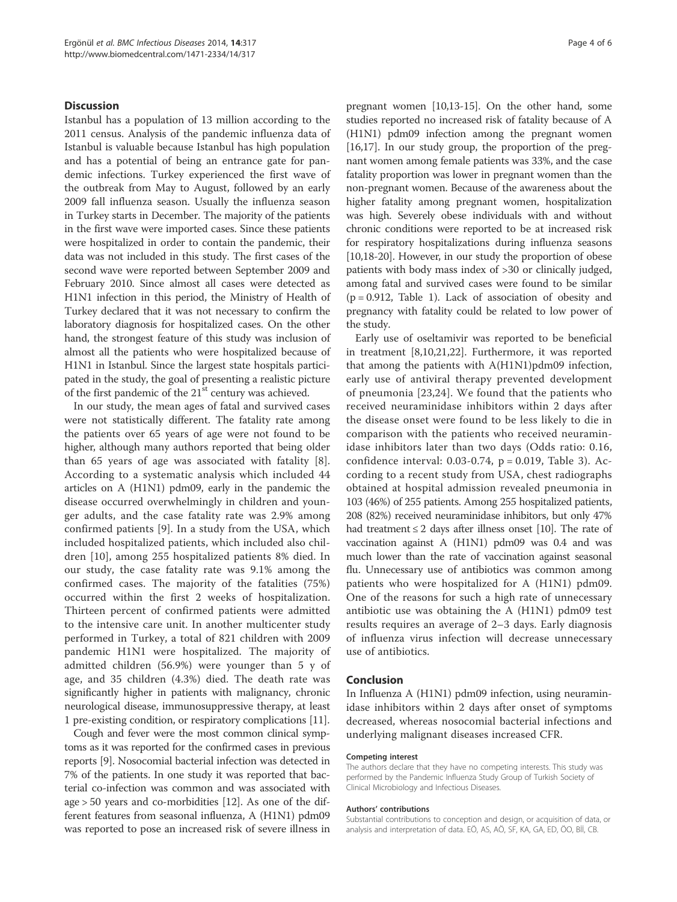## Discussion

Istanbul has a population of 13 million according to the 2011 census. Analysis of the pandemic influenza data of Istanbul is valuable because Istanbul has high population and has a potential of being an entrance gate for pandemic infections. Turkey experienced the first wave of the outbreak from May to August, followed by an early 2009 fall influenza season. Usually the influenza season in Turkey starts in December. The majority of the patients in the first wave were imported cases. Since these patients were hospitalized in order to contain the pandemic, their data was not included in this study. The first cases of the second wave were reported between September 2009 and February 2010. Since almost all cases were detected as H1N1 infection in this period, the Ministry of Health of Turkey declared that it was not necessary to confirm the laboratory diagnosis for hospitalized cases. On the other hand, the strongest feature of this study was inclusion of almost all the patients who were hospitalized because of H1N1 in Istanbul. Since the largest state hospitals participated in the study, the goal of presenting a realistic picture of the first pandemic of the 21st century was achieved.

In our study, the mean ages of fatal and survived cases were not statistically different. The fatality rate among the patients over 65 years of age were not found to be higher, although many authors reported that being older than 65 years of age was associated with fatality [8]. According to a systematic analysis which included 44 articles on A (H1N1) pdm09, early in the pandemic the disease occurred overwhelmingly in children and younger adults, and the case fatality rate was 2.9% among confirmed patients [9]. In a study from the USA, which included hospitalized patients, which included also children [10], among 255 hospitalized patients 8% died. In our study, the case fatality rate was 9.1% among the confirmed cases. The majority of the fatalities (75%) occurred within the first 2 weeks of hospitalization. Thirteen percent of confirmed patients were admitted to the intensive care unit. In another multicenter study performed in Turkey, a total of 821 children with 2009 pandemic H1N1 were hospitalized. The majority of admitted children (56.9%) were younger than 5 y of age, and 35 children (4.3%) died. The death rate was significantly higher in patients with malignancy, chronic neurological disease, immunosuppressive therapy, at least 1 pre-existing condition, or respiratory complications [11].

Cough and fever were the most common clinical symptoms as it was reported for the confirmed cases in previous reports [9]. Nosocomial bacterial infection was detected in 7% of the patients. In one study it was reported that bacterial co-infection was common and was associated with age > 50 years and co-morbidities [12]. As one of the different features from seasonal influenza, A (H1N1) pdm09 was reported to pose an increased risk of severe illness in pregnant women [10,13-15]. On the other hand, some studies reported no increased risk of fatality because of A (H1N1) pdm09 infection among the pregnant women [16,17]. In our study group, the proportion of the pregnant women among female patients was 33%, and the case fatality proportion was lower in pregnant women than the non-pregnant women. Because of the awareness about the higher fatality among pregnant women, hospitalization was high. Severely obese individuals with and without chronic conditions were reported to be at increased risk for respiratory hospitalizations during influenza seasons [10,18-20]. However, in our study the proportion of obese patients with body mass index of >30 or clinically judged, among fatal and survived cases were found to be similar ($p = 0.912$, Table 1). Lack of association of obesity and pregnancy with fatality could be related to low power of the study.

Early use of oseltamivir was reported to be beneficial in treatment [8,10,21,22]. Furthermore, it was reported that among the patients with A(H1N1)pdm09 infection, early use of antiviral therapy prevented development of pneumonia [23,24]. We found that the patients who received neuraminidase inhibitors within 2 days after the disease onset were found to be less likely to die in comparison with the patients who received neuraminidase inhibitors later than two days (Odds ratio: 0.16, confidence interval: 0.03-0.74, $p = 0.019$, Table 3). According to a recent study from USA, chest radiographs obtained at hospital admission revealed pneumonia in 103 (46%) of 255 patients. Among 255 hospitalized patients, 208 (82%) received neuraminidase inhibitors, but only 47% had treatment ≤ 2 days after illness onset [10]. The rate of vaccination against A (H1N1) pdm09 was 0.4 and was much lower than the rate of vaccination against seasonal flu. Unnecessary use of antibiotics was common among patients who were hospitalized for A (H1N1) pdm09. One of the reasons for such a high rate of unnecessary antibiotic use was obtaining the A (H1N1) pdm09 test results requires an average of 2–3 days. Early diagnosis of influenza virus infection will decrease unnecessary use of antibiotics.

## Conclusion

In Influenza A (H1N1) pdm09 infection, using neuraminidase inhibitors within 2 days after onset of symptoms decreased, whereas nosocomial bacterial infections and underlying malignant diseases increased CFR.

#### Competing interest

The authors declare that they have no competing interests. This study was performed by the Pandemic Influenza Study Group of Turkish Society of Clinical Microbiology and Infectious Diseases.

#### Authors' contributions

Substantial contributions to conception and design, or acquisition of data, or analysis and interpretation of data. EÖ, AS, AÖ, SF, KA, GA, ED, ÖO, BİI, CB.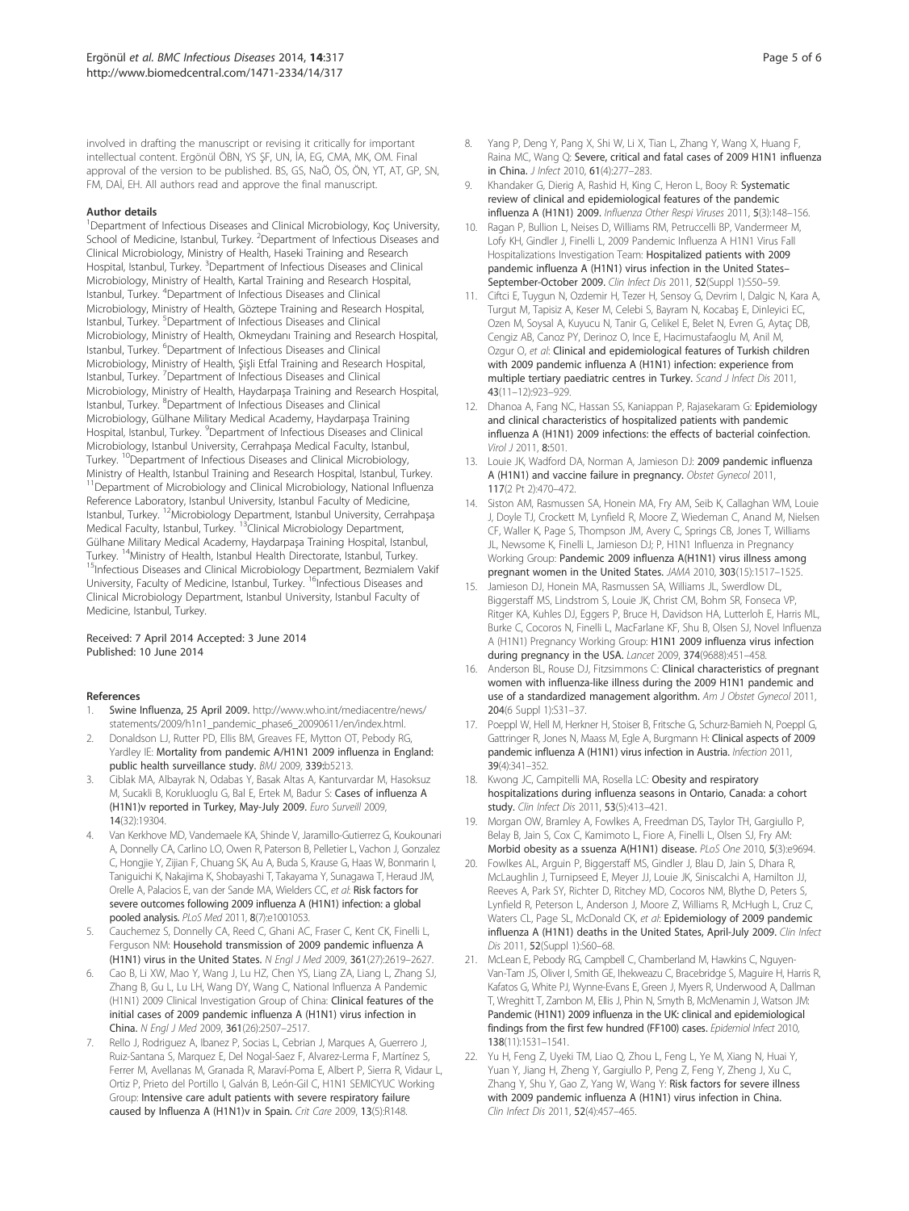involved in drafting the manuscript or revising it critically for important intellectual content. Ergönül ÖBN, YS ŞF, UN, İA, EG, CMA, MK, OM. Final approval of the version to be published. BS, GS, NaÖ, ÖS, ÖN, YT, AT, GP, SN, FM, DAİ, EH. All authors read and approve the final manuscript.

#### Author details

[1]Department of Infectious Diseases and Clinical Microbiology, Koç University, School of Medicine, Istanbul, Turkey. [2]Department of Infectious Diseases and Clinical Microbiology, Ministry of Health, Haseki Training and Research Hospital, Istanbul, Turkey. [3]Department of Infectious Diseases and Clinical Microbiology, Ministry of Health, Kartal Training and Research Hospital, Istanbul, Turkey. [4]Department of Infectious Diseases and Clinical Microbiology, Ministry of Health, Göztepe Training and Research Hospital, Istanbul, Turkey. [5]Department of Infectious Diseases and Clinical Microbiology, Ministry of Health, Okmeydanı Training and Research Hospital, Istanbul, Turkey. [6]Department of Infectious Diseases and Clinical Microbiology, Ministry of Health, Şişli Etfal Training and Research Hospital, Istanbul, Turkey. [7]Department of Infectious Diseases and Clinical Microbiology, Ministry of Health, Haydarpaşa Training and Research Hospital, Istanbul, Turkey. [8]Department of Infectious Diseases and Clinical Microbiology, Gülhane Military Medical Academy, Haydarpaşa Training Hospital, Istanbul, Turkey. [9]Department of Infectious Diseases and Clinical Microbiology, Istanbul University, Cerrahpaşa Medical Faculty, Istanbul, Turkey. [10]Department of Infectious Diseases and Clinical Microbiology, Ministry of Health, Istanbul Training and Research Hospital, Istanbul, Turkey. [11]Department of Microbiology and Clinical Microbiology, National Influenza Reference Laboratory, Istanbul University, Istanbul Faculty of Medicine, Istanbul, Turkey. [12]Microbiology Department, Istanbul University, Cerrahpaşa Medical Faculty, Istanbul, Turkey. [13]Clinical Microbiology Department, Gülhane Military Medical Academy, Haydarpaşa Training Hospital, Istanbul, Turkey. [14]Ministry of Health, Istanbul Health Directorate, Istanbul, Turkey. [15]Infectious Diseases and Clinical Microbiology Department, Bezmialem Vakif University, Faculty of Medicine, Istanbul, Turkey. [16]Infectious Diseases and Clinical Microbiology Department, Istanbul University, Istanbul Faculty of Medicine, Istanbul, Turkey.

Received: 7 April 2014 Accepted: 3 June 2014
Published: 10 June 2014

#### References

1. Swine Influenza, 25 April 2009. http://www.who.int/mediacentre/news/statements/2009/h1n1_pandemic_phase6_20090611/en/index.html.
2. Donaldson LJ, Rutter PD, Ellis BM, Greaves FE, Mytton OT, Pebody RG, Yardley IE: **Mortality from pandemic A/H1N1 2009 influenza in England: public health surveillance study.** *BMJ* 2009, **339**:b5213.
3. Ciblak MA, Albayrak N, Odabas Y, Basak Altas A, Kanturvardar M, Hasoksuz M, Sucakli B, Korukluoglu G, Bal E, Ertek M, Badur S: **Cases of influenza A (H1N1)v reported in Turkey, May-July 2009.** *Euro Surveill* 2009, **14**(32):19304.
4. Van Kerkhove MD, Vandemaele KA, Shinde V, Jaramillo-Gutierrez G, Koukounari A, Donnelly CA, Carlino LO, Owen R, Paterson B, Pelletier L, Vachon J, Gonzalez C, Hongjie Y, Zijian F, Chuang SK, Au A, Buda S, Krause G, Haas W, Bonmarin I, Taniguichi K, Nakajima K, Shobayashi T, Takayama Y, Sunagawa T, Heraud JM, Orelle A, Palacios E, van der Sande MA, Wielders CC, *et al*: **Risk factors for severe outcomes following 2009 influenza A (H1N1) infection: a global pooled analysis.** *PLoS Med* 2011, **8**(7):e1001053.
5. Cauchemez S, Donnelly CA, Reed C, Ghani AC, Fraser C, Kent CK, Finelli L, Ferguson NM: **Household transmission of 2009 pandemic influenza A (H1N1) virus in the United States.** *N Engl J Med* 2009, **361**(27):2619–2627.
6. Cao B, Li XW, Mao Y, Wang J, Lu HZ, Chen YS, Liang ZA, Liang L, Zhang SJ, Zhang B, Gu L, Lu LH, Wang DY, Wang C, National Influenza A Pandemic (H1N1) 2009 Clinical Investigation Group of China: **Clinical features of the initial cases of 2009 pandemic influenza A (H1N1) virus infection in China.** *N Engl J Med* 2009, **361**(26):2507–2517.
7. Rello J, Rodriguez A, Ibanez P, Socias L, Cebrian J, Marques A, Guerrero J, Ruiz-Santana S, Marquez E, Del Nogal-Saez F, Alvarez-Lerma F, Martínez S, Ferrer M, Avellanas M, Granada R, Maraví-Poma E, Albert P, Sierra R, Vidaur L, Ortiz P, Prieto del Portillo I, Galván B, León-Gil C, H1N1 SEMICYUC Working Group: **Intensive care adult patients with severe respiratory failure caused by Influenza A (H1N1)v in Spain.** *Crit Care* 2009, **13**(5):R148.
8. Yang P, Deng Y, Pang X, Shi W, Li X, Tian L, Zhang Y, Wang X, Huang F, Raina MC, Wang Q: **Severe, critical and fatal cases of 2009 H1N1 influenza in China.** *J Infect* 2010, **61**(4):277–283.
9. Khandaker G, Dierig A, Rashid H, King C, Heron L, Booy R: **Systematic review of clinical and epidemiological features of the pandemic influenza A (H1N1) 2009.** *Influenza Other Respi Viruses* 2011, **5**(3):148–156.
10. Ragan P, Bullion L, Neises D, Williams RM, Petruccelli BP, Vandermeer M, Lofy KH, Gindler J, Finelli L, 2009 Pandemic Influenza A H1N1 Virus Fall Hospitalizations Investigation Team: **Hospitalized patients with 2009 pandemic influenza A (H1N1) virus infection in the United States–September-October 2009.** *Clin Infect Dis* 2011, **52**(Suppl 1):S50–59.
11. Ciftci E, Tuygun N, Ozdemir H, Tezer H, Sensoy G, Devrim I, Dalgic N, Kara A, Turgut M, Tapisiz A, Keser M, Celebi S, Bayram N, Kocabaş E, Dinleyici EC, Ozen M, Soysal A, Kuyucu N, Tanir G, Celikel E, Belet N, Evren G, Aytaç DB, Cengiz AB, Canoz PY, Derinoz O, Ince E, Hacimustafaoglu M, Anil M, Ozgur O, *et al*: **Clinical and epidemiological features of Turkish children with 2009 pandemic influenza A (H1N1) infection: experience from multiple tertiary paediatric centres in Turkey.** *Scand J Infect Dis* 2011, **43**(11–12):923–929.
12. Dhanoa A, Fang NC, Hassan SS, Kaniappan P, Rajasekaram G: **Epidemiology and clinical characteristics of hospitalized patients with pandemic influenza A (H1N1) 2009 infections: the effects of bacterial coinfection.** *Virol J* 2011, **8**:501.
13. Louie JK, Wadford DA, Norman A, Jamieson DJ: **2009 pandemic influenza A (H1N1) and vaccine failure in pregnancy.** *Obstet Gynecol* 2011, **117**(2 Pt 2):470–472.
14. Siston AM, Rasmussen SA, Honein MA, Fry AM, Seib K, Callaghan WM, Louie J, Doyle TJ, Crockett M, Lynfield R, Moore Z, Wiedeman C, Anand M, Nielsen CF, Waller K, Page S, Thompson JM, Avery C, Springs CB, Jones T, Williams JL, Newsome K, Finelli L, Jamieson DJ; P, H1N1 Influenza in Pregnancy Working Group: **Pandemic 2009 influenza A(H1N1) virus illness among pregnant women in the United States.** *JAMA* 2010, **303**(15):1517–1525.
15. Jamieson DJ, Honein MA, Rasmussen SA, Williams JL, Swerdlow DL, Biggerstaff MS, Lindstrom S, Louie JK, Christ CM, Bohm SR, Fonseca VP, Ritger KA, Kuhles DJ, Eggers P, Bruce H, Davidson HA, Lutterloh E, Harris ML, Burke C, Cocoros N, Finelli L, MacFarlane KF, Shu B, Olsen SJ, Novel Influenza A (H1N1) Pregnancy Working Group: **H1N1 2009 influenza virus infection during pregnancy in the USA.** *Lancet* 2009, **374**(9688):451–458.
16. Anderson BL, Rouse DJ, Fitzsimmons C: **Clinical characteristics of pregnant women with influenza-like illness during the 2009 H1N1 pandemic and use of a standardized management algorithm.** *Am J Obstet Gynecol* 2011, **204**(6 Suppl 1):S31–37.
17. Poeppl W, Hell M, Herkner H, Stoiser B, Fritsche G, Schurz-Bamieh N, Poeppl G, Gattringer R, Jones N, Maass M, Egle A, Burgmann H: **Clinical aspects of 2009 pandemic influenza A (H1N1) virus infection in Austria.** *Infection* 2011, **39**(4):341–352.
18. Kwong JC, Campitelli MA, Rosella LC: **Obesity and respiratory hospitalizations during influenza seasons in Ontario, Canada: a cohort study.** *Clin Infect Dis* 2011, **53**(5):413–421.
19. Morgan OW, Bramley A, Fowlkes A, Freedman DS, Taylor TH, Gargiullo P, Belay B, Jain S, Cox C, Kamimoto L, Fiore A, Finelli L, Olsen SJ, Fry AM: **Morbid obesity as a ssuenza A(H1N1) disease.** *PLoS One* 2010, **5**(3):e9694.
20. Fowlkes AL, Arguin P, Biggerstaff MS, Gindler J, Blau D, Jain S, Dhara R, McLaughlin J, Turnipseed E, Meyer JJ, Louie JK, Siniscalchi A, Hamilton JJ, Reeves A, Park SY, Richter D, Ritchey MD, Cocoros NM, Blythe D, Peters S, Lynfield R, Peterson L, Anderson J, Moore Z, Williams R, McHugh L, Cruz C, Waters CL, Page SL, McDonald CK, *et al*: **Epidemiology of 2009 pandemic influenza A (H1N1) deaths in the United States, April-July 2009.** *Clin Infect Dis* 2011, **52**(Suppl 1):S60–68.
21. McLean E, Pebody RG, Campbell C, Chamberland M, Hawkins C, Nguyen-Van-Tam JS, Oliver I, Smith GE, Ihekweazu C, Bracebridge S, Maguire H, Harris R, Kafatos G, White PJ, Wynne-Evans E, Green J, Myers R, Underwood A, Dallman T, Wreghitt T, Zambon M, Ellis J, Phin N, Smyth B, McMenamin J, Watson JM: **Pandemic (H1N1) 2009 influenza in the UK: clinical and epidemiological findings from the first few hundred (FF100) cases.** *Epidemiol Infect* 2010, **138**(11):1531–1541.
22. Yu H, Feng Z, Uyeki TM, Liao Q, Zhou L, Feng L, Ye M, Xiang N, Huai Y, Yuan Y, Jiang H, Zheng Y, Gargiullo P, Peng Z, Feng Y, Zheng J, Xu C, Zhang Y, Shu Y, Gao Z, Yang W, Wang Y: **Risk factors for severe illness with 2009 pandemic influenza A (H1N1) virus infection in China.** *Clin Infect Dis* 2011, **52**(4):457–465.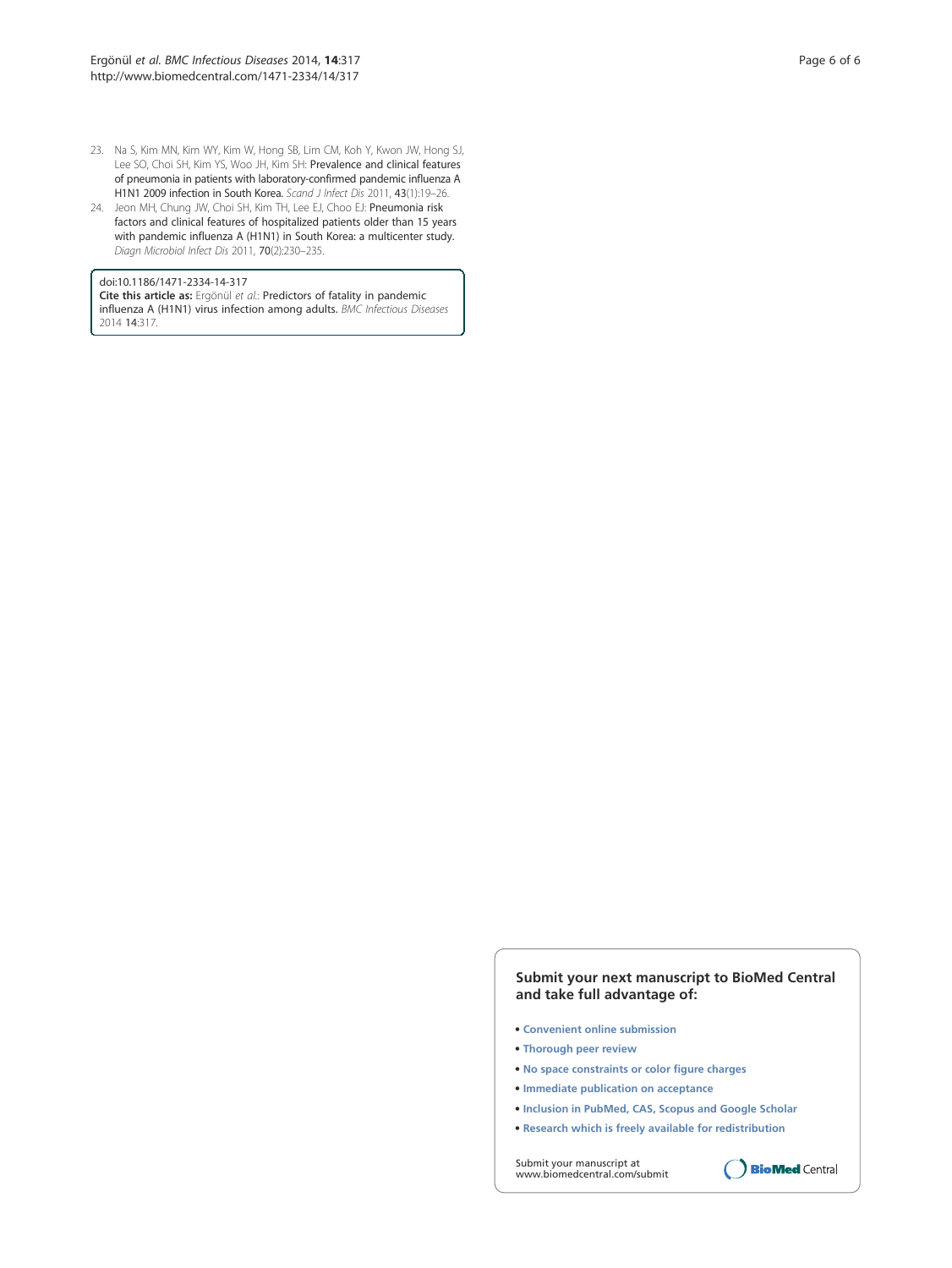23. Na S, Kim MN, Kim WY, Kim W, Hong SB, Lim CM, Koh Y, Kwon JW, Hong SJ, Lee SO, Choi SH, Kim YS, Woo JH, Kim SH: Prevalence and clinical features of pneumonia in patients with laboratory-confirmed pandemic influenza A H1N1 2009 infection in South Korea. *Scand J Infect Dis* 2011, **43**(1):19–26.
24. Jeon MH, Chung JW, Choi SH, Kim TH, Lee EJ, Choo EJ: Pneumonia risk factors and clinical features of hospitalized patients older than 15 years with pandemic influenza A (H1N1) in South Korea: a multicenter study. *Diagn Microbiol Infect Dis* 2011, **70**(2):230–235.

doi:10.1186/1471-2334-14-317
**Cite this article as:** Ergönül *et al.*: Predictors of fatality in pandemic influenza A (H1N1) virus infection among adults. *BMC Infectious Diseases* 2014 **14**:317.

**Submit your next manuscript to BioMed Central and take full advantage of:**

- **Convenient online submission**
- **Thorough peer review**
- **No space constraints or color figure charges**
- **Immediate publication on acceptance**
- **Inclusion in PubMed, CAS, Scopus and Google Scholar**
- **Research which is freely available for redistribution**

Submit your manuscript at
www.biomedcentral.com/submit

BioMed Central